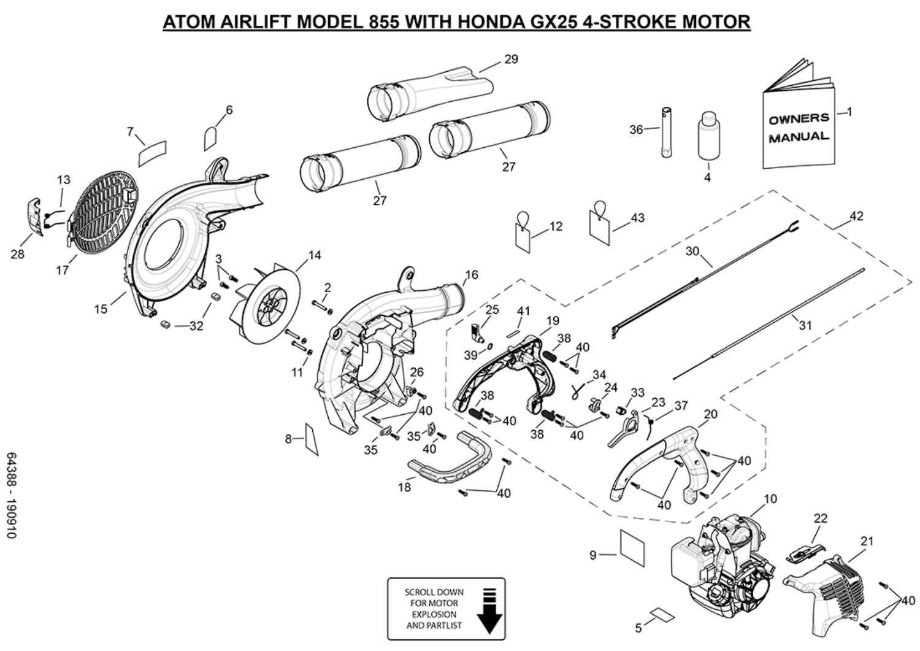# ATOM AIRLIFT MODEL 855 WITH HONDA GX25 4-STROKE MOTOR

OWNERS MANUAL

SCROLL DOWN FOR MOTOR EXPLOSION AND PARTLIST

64388 - 190910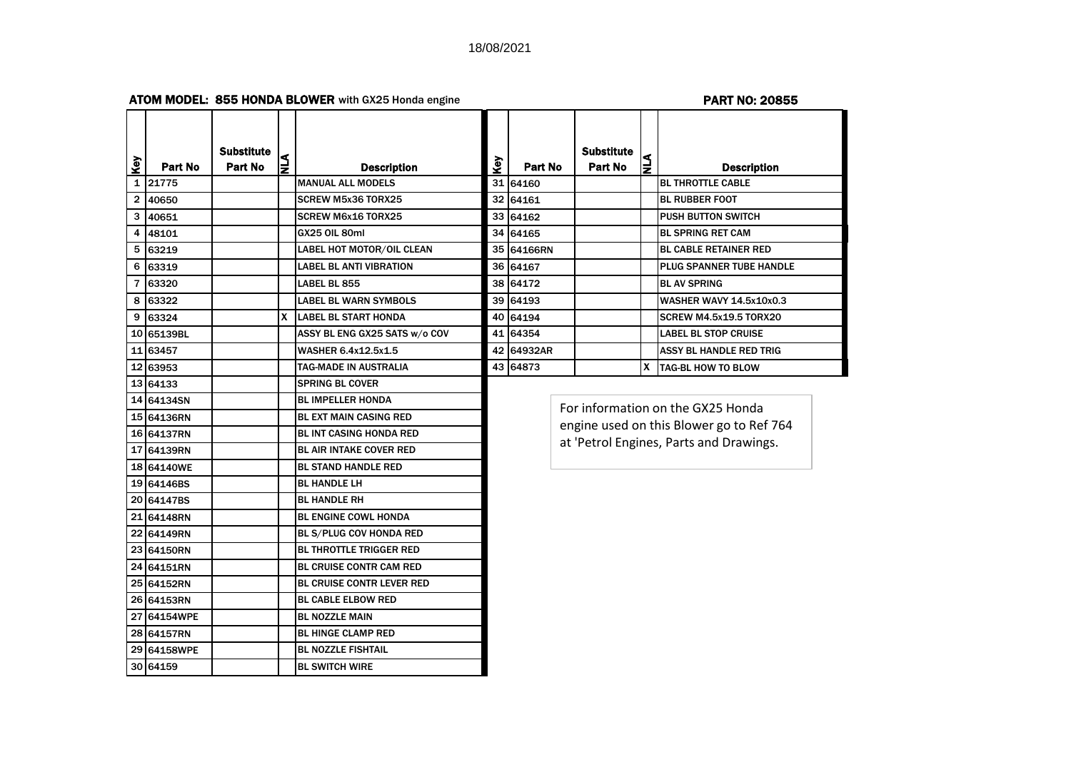18/08/2021

**ATOM MODEL: 855 HONDA BLOWER** with GX25 Honda engine

**PART NO: 20855**

| Key | Part No | Substitute Part No | NLA | Description |
|---|---|---|---|---|
| 1 | 21775 | | | MANUAL ALL MODELS |
| 2 | 40650 | | | SCREW M5x36 TORX25 |
| 3 | 40651 | | | SCREW M6x16 TORX25 |
| 4 | 48101 | | | GX25 OIL 80ml |
| 5 | 63219 | | | LABEL HOT MOTOR/OIL CLEAN |
| 6 | 63319 | | | LABEL BL ANTI VIBRATION |
| 7 | 63320 | | | LABEL BL 855 |
| 8 | 63322 | | | LABEL BL WARN SYMBOLS |
| 9 | 63324 | | X | LABEL BL START HONDA |
| 10 | 65139BL | | | ASSY BL ENG GX25 SATS w/o COV |
| 11 | 63457 | | | WASHER 6.4x12.5x1.5 |
| 12 | 63953 | | | TAG-MADE IN AUSTRALIA |
| 13 | 64133 | | | SPRING BL COVER |
| 14 | 64134SN | | | BL IMPELLER HONDA |
| 15 | 64136RN | | | BL EXT MAIN CASING RED |
| 16 | 64137RN | | | BL INT CASING HONDA RED |
| 17 | 64139RN | | | BL AIR INTAKE COVER RED |
| 18 | 64140WE | | | BL STAND HANDLE RED |
| 19 | 64146BS | | | BL HANDLE LH |
| 20 | 64147BS | | | BL HANDLE RH |
| 21 | 64148RN | | | BL ENGINE COWL HONDA |
| 22 | 64149RN | | | BL S/PLUG COV HONDA RED |
| 23 | 64150RN | | | BL THROTTLE TRIGGER RED |
| 24 | 64151RN | | | BL CRUISE CONTR CAM RED |
| 25 | 64152RN | | | BL CRUISE CONTR LEVER RED |
| 26 | 64153RN | | | BL CABLE ELBOW RED |
| 27 | 64154WPE | | | BL NOZZLE MAIN |
| 28 | 64157RN | | | BL HINGE CLAMP RED |
| 29 | 64158WPE | | | BL NOZZLE FISHTAIL |
| 30 | 64159 | | | BL SWITCH WIRE |
| 31 | 64160 | | | BL THROTTLE CABLE |
| 32 | 64161 | | | BL RUBBER FOOT |
| 33 | 64162 | | | PUSH BUTTON SWITCH |
| 34 | 64165 | | | BL SPRING RET CAM |
| 35 | 64166RN | | | BL CABLE RETAINER RED |
| 36 | 64167 | | | PLUG SPANNER TUBE HANDLE |
| 38 | 64172 | | | BL AV SPRING |
| 39 | 64193 | | | WASHER WAVY 14.5x10x0.3 |
| 40 | 64194 | | | SCREW M4.5x19.5 TORX20 |
| 41 | 64354 | | | LABEL BL STOP CRUISE |
| 42 | 64932AR | | | ASSY BL HANDLE RED TRIG |
| 43 | 64873 | | X | TAG-BL HOW TO BLOW |

For information on the GX25 Honda engine used on this Blower go to Ref 764 at 'Petrol Engines, Parts and Drawings.